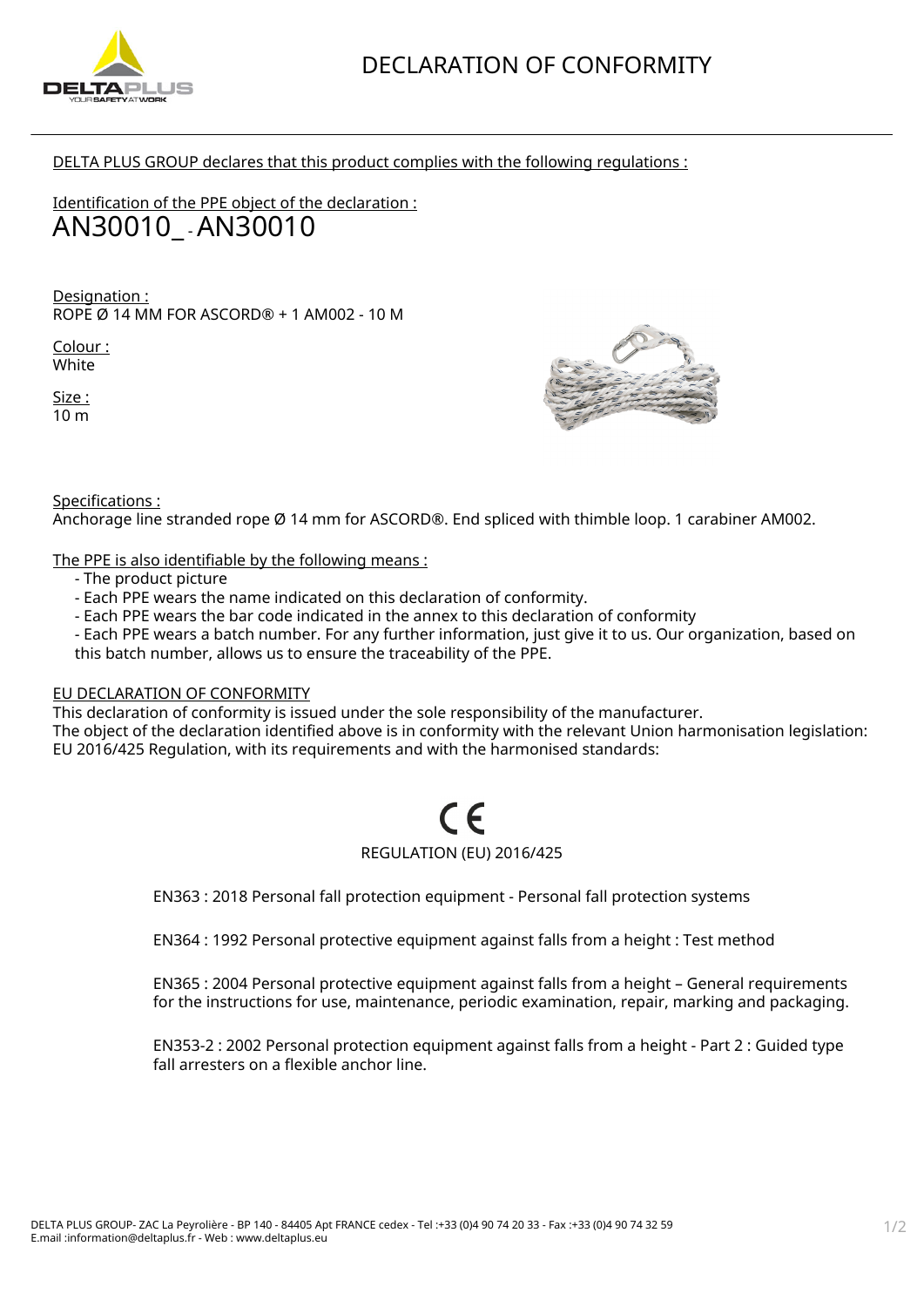# DECLARATION OF CONFORMITY

DELTA PLUS GROUP declares that this product complies with the following regulations :

Identification of the PPE object of the declaration :

## AN30010_ - AN30010

Designation :
ROPE Ø 14 MM FOR ASCORD® + 1 AM002 - 10 M

Colour :
White

Size :
10 m

Specifications :
Anchorage line stranded rope Ø 14 mm for ASCORD®. End spliced with thimble loop. 1 carabiner AM002.

The PPE is also identifiable by the following means :

- The product picture
- Each PPE wears the name indicated on this declaration of conformity.
- Each PPE wears the bar code indicated in the annex to this declaration of conformity
- Each PPE wears a batch number. For any further information, just give it to us. Our organization, based on this batch number, allows us to ensure the traceability of the PPE.

EU DECLARATION OF CONFORMITY

This declaration of conformity is issued under the sole responsibility of the manufacturer.
The object of the declaration identified above is in conformity with the relevant Union harmonisation legislation: EU 2016/425 Regulation, with its requirements and with the harmonised standards:

CE

REGULATION (EU) 2016/425

EN363 : 2018 Personal fall protection equipment - Personal fall protection systems

EN364 : 1992 Personal protective equipment against falls from a height : Test method

EN365 : 2004 Personal protective equipment against falls from a height – General requirements for the instructions for use, maintenance, periodic examination, repair, marking and packaging.

EN353-2 : 2002 Personal protection equipment against falls from a height - Part 2 : Guided type fall arresters on a flexible anchor line.

DELTA PLUS GROUP- ZAC La Peyrolière - BP 140 - 84405 Apt FRANCE cedex - Tel :+33 (0)4 90 74 20 33 - Fax :+33 (0)4 90 74 32 59
E.mail :information@deltaplus.fr - Web : www.deltaplus.eu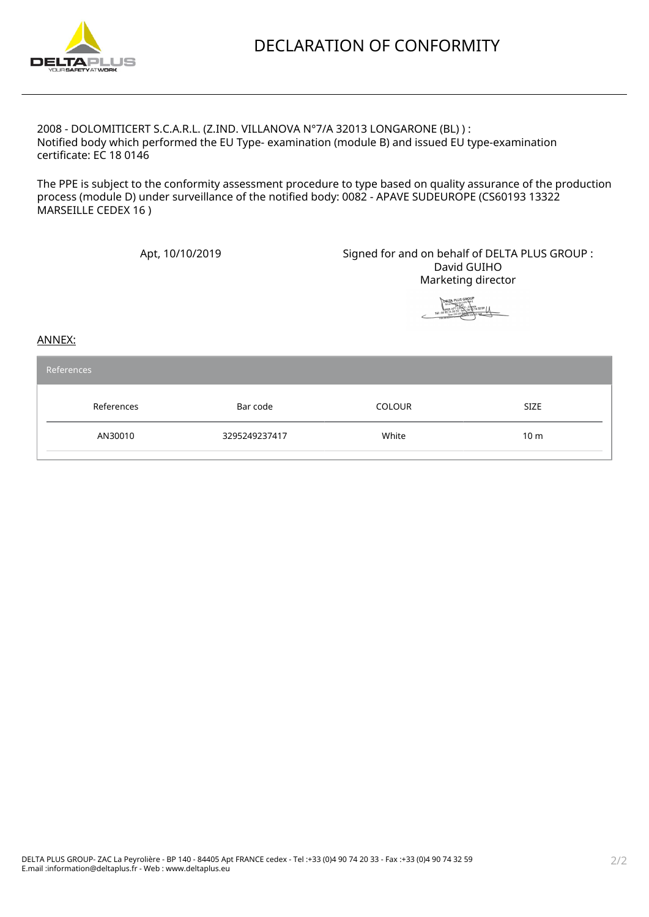# DECLARATION OF CONFORMITY

2008 - DOLOMITICERT S.C.A.R.L. (Z.IND. VILLANOVA N°7/A 32013 LONGARONE (BL) ) :
Notified body which performed the EU Type- examination (module B) and issued EU type-examination certificate: EC 18 0146

The PPE is subject to the conformity assessment procedure to type based on quality assurance of the production process (module D) under surveillance of the notified body: 0082 - APAVE SUDEUROPE (CS60193 13322 MARSEILLE CEDEX 16 )

Apt, 10/10/2019

Signed for and on behalf of DELTA PLUS GROUP :
David GUIHO
Marketing director

ANNEX:

References

| References | Bar code | COLOUR | SIZE |
|---|---|---|---|
| AN30010 | 3295249237417 | White | 10 m |

DELTA PLUS GROUP- ZAC La Peyrolière - BP 140 - 84405 Apt FRANCE cedex - Tel :+33 (0)4 90 74 20 33 - Fax :+33 (0)4 90 74 32 59
E.mail :information@deltaplus.fr - Web : www.deltaplus.eu